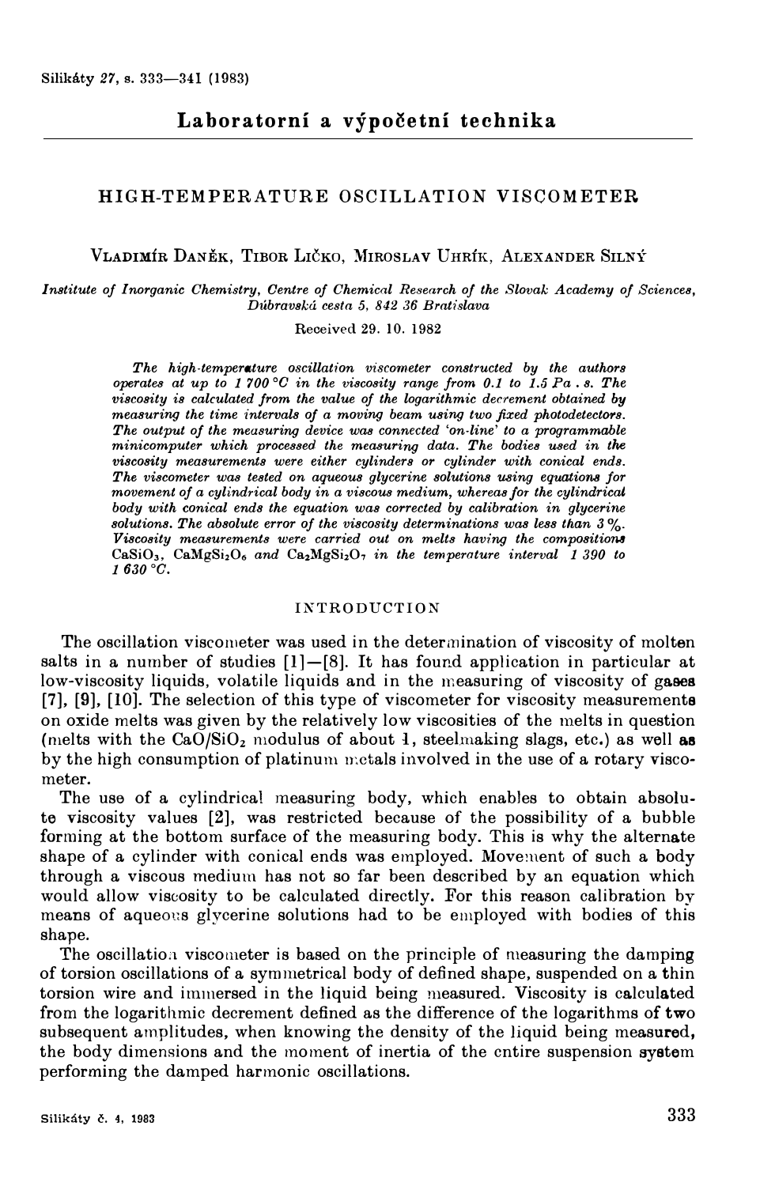## Laboratorní a výpočetní technika

# HIGH-TEMPERATURE OSCILLATION VISCOMETER

Vladimír Daněk, Tibor Ličko, Miroslav Uhrík, Alexander Silný

*Institute of Inorganic Chemistry, Centre of Chemical Research of the Slovak Academy of Sciences, Dúbravská cesta 5, 842 36 Bratislava*

Received 29. 10. 1982

*The high-temperature oscillation viscometer constructed by the authors operates at up to 1 700 °C in the viscosity range from 0.1 to 1.5 Pa . s. The viscosity is calculated from the value of the logarithmic decrement obtained by measuring the time intervals of a moving beam using two fixed photodetectors. The output of the measuring device was connected 'on-line' to a programmable minicomputer which processed the measuring data. The bodies used in the viscosity measurements were either cylinders or cylinder with conical ends. The viscometer was tested on aqueous glycerine solutions using equations for movement of a cylindrical body in a viscous medium, whereas for the cylindrical body with conical ends the equation was corrected by calibration in glycerine solutions. The absolute error of the viscosity determinations was less than 3 %. Viscosity measurements were carried out on melts having the compositions* $CaSiO_3$, $CaMgSi_2O_6$ *and* $Ca_2MgSi_2O_7$ *in the temperature interval 1 390 to 1 630 °C.*

## INTRODUCTION

The oscillation viscometer was used in the determination of viscosity of molten salts in a number of studies [1]—[8]. It has found application in particular at low-viscosity liquids, volatile liquids and in the measuring of viscosity of gases [7], [9], [10]. The selection of this type of viscometer for viscosity measurements on oxide melts was given by the relatively low viscosities of the melts in question (melts with the $CaO/SiO_2$ modulus of about 1, steelmaking slags, etc.) as well as by the high consumption of platinum metals involved in the use of a rotary viscometer.

The use of a cylindrical measuring body, which enables to obtain absolute viscosity values [2], was restricted because of the possibility of a bubble forming at the bottom surface of the measuring body. This is why the alternate shape of a cylinder with conical ends was employed. Movement of such a body through a viscous medium has not so far been described by an equation which would allow viscosity to be calculated directly. For this reason calibration by means of aqueous glycerine solutions had to be employed with bodies of this shape.

The oscillation viscometer is based on the principle of measuring the damping of torsion oscillations of a symmetrical body of defined shape, suspended on a thin torsion wire and immersed in the liquid being measured. Viscosity is calculated from the logarithmic decrement defined as the difference of the logarithms of two subsequent amplitudes, when knowing the density of the liquid being measured, the body dimensions and the moment of inertia of the entire suspension system performing the damped harmonic oscillations.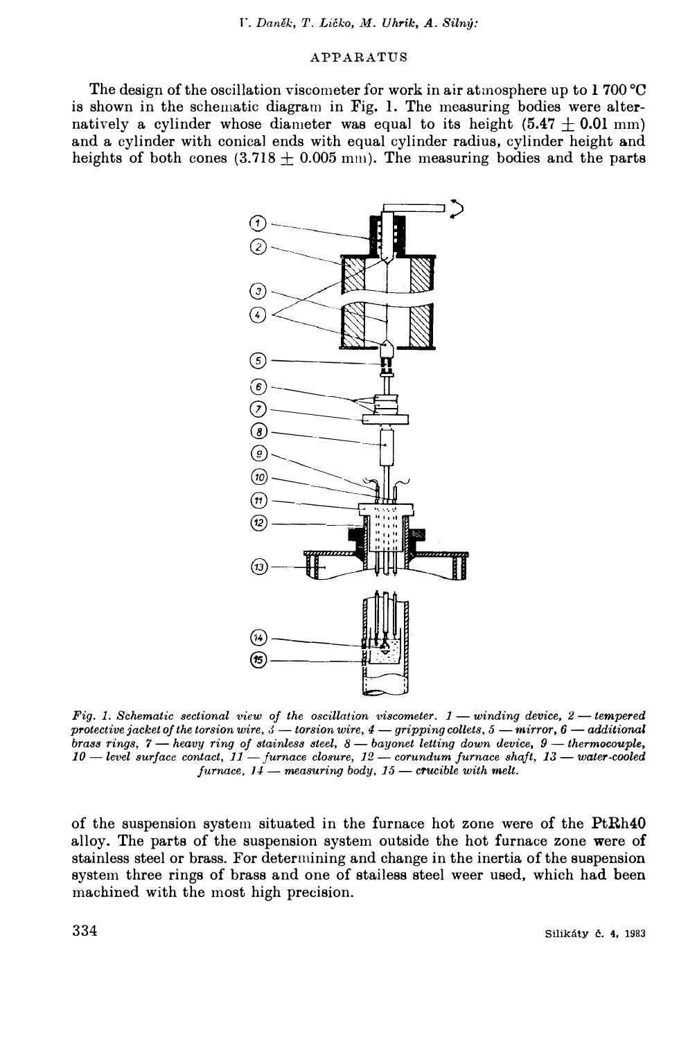## APPARATUS

The design of the oscillation viscometer for work in air atmosphere up to 1 700 °C is shown in the schematic diagram in Fig. 1. The measuring bodies were alternatively a cylinder whose diameter was equal to its height (5.47 ± 0.01 mm) and a cylinder with conical ends with equal cylinder radius, cylinder height and heights of both cones (3.718 ± 0.005 mm). The measuring bodies and the parts of the suspension system situated in the furnace hot zone were of the PtRh40 alloy. The parts of the suspension system outside the hot furnace zone were of stainless steel or brass. For determining and change in the inertia of the suspension system three rings of brass and one of stailess steel weer used, which had been machined with the most high precision.

*Fig. 1. Schematic sectional view of the oscillation viscometer. 1 — winding device, 2 — tempered protective jacket of the torsion wire, 3 — torsion wire, 4 — gripping collets, 5 — mirror, 6 — additional brass rings, 7 — heavy ring of stainless steel, 8 — bayonet letting down device, 9 — thermocouple, 10 — level surface contact, 11 — furnace closure, 12 — corundum furnace shaft, 13 — water-cooled furnace, 14 — measuring body, 15 — crucible with melt.*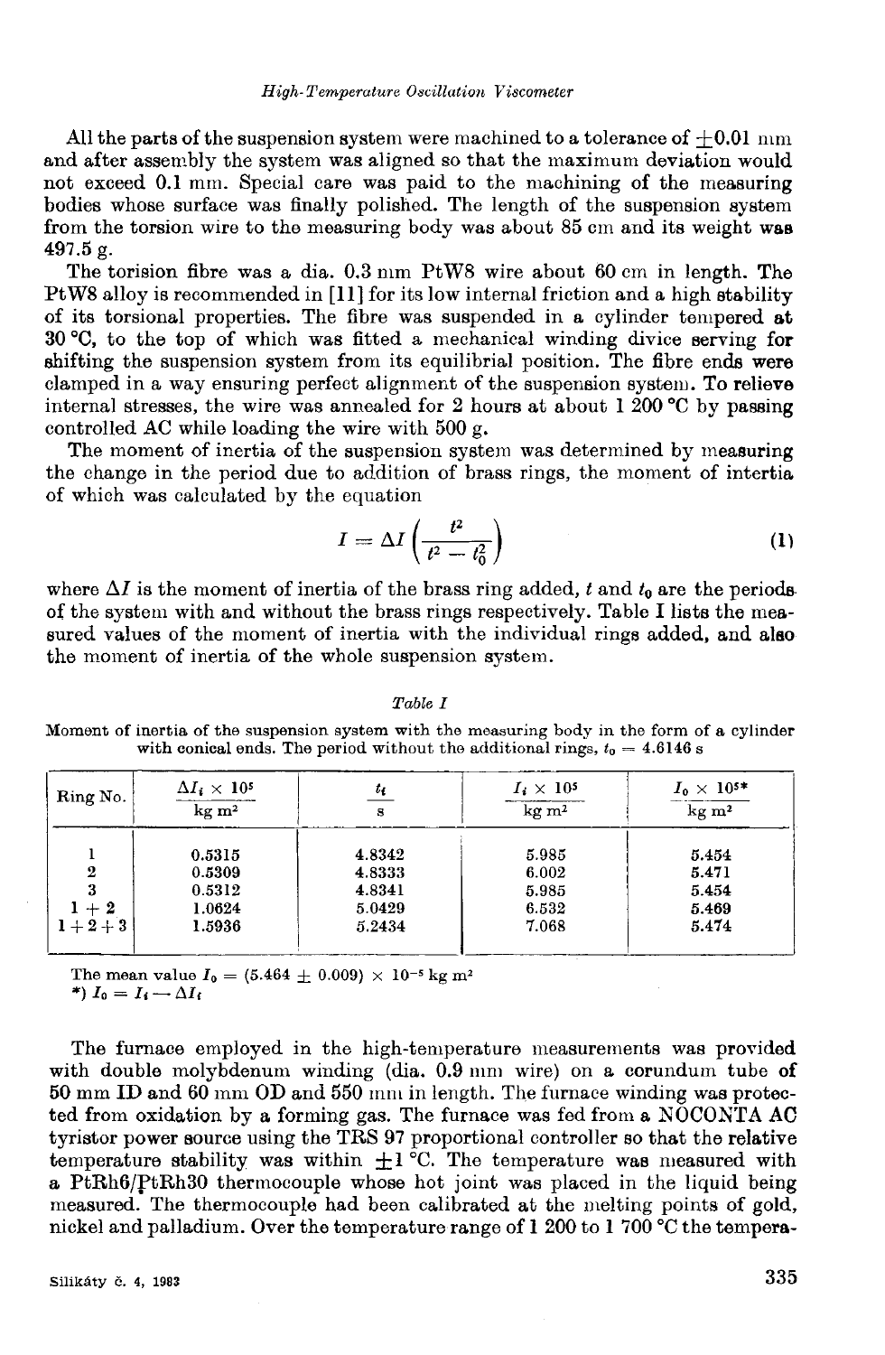All the parts of the suspension system were machined to a tolerance of $\pm 0.01$ mm and after assembly the system was aligned so that the maximum deviation would not exceed 0.1 mm. Special care was paid to the machining of the measuring bodies whose surface was finally polished. The length of the suspension system from the torsion wire to the measuring body was about 85 cm and its weight was 497.5 g.

The torision fibre was a dia. 0.3 mm PtW8 wire about 60 cm in length. The PtW8 alloy is recommended in [11] for its low internal friction and a high stability of its torsional properties. The fibre was suspended in a cylinder tempered at 30 °C, to the top of which was fitted a mechanical winding divice serving for shifting the suspension system from its equilibrial position. The fibre ends were clamped in a way ensuring perfect alignment of the suspension system. To relieve internal stresses, the wire was annealed for 2 hours at about 1 200 °C by passing controlled AC while loading the wire with 500 g.

The moment of inertia of the suspension system was determined by measuring the change in the period due to addition of brass rings, the moment of intertia of which was calculated by the equation

$$I = \Delta I \left( \frac{t^2}{t^2 - t_0^2} \right) \tag{1}$$

where $\Delta I$ is the moment of inertia of the brass ring added, $t$ and $t_0$ are the periods of the system with and without the brass rings respectively. Table I lists the measured values of the moment of inertia with the individual rings added, and also the moment of inertia of the whole suspension system.

*Table I*

Moment of inertia of the suspension system with the measuring body in the form of a cylinder with conical ends. The period without the additional rings, $t_0 = 4.6146$ s

| Ring No. | $\Delta I_i \times 10^5$ kg m² | $t_i$ s | $I_i \times 10^5$ kg m² | $I_0 \times 10^5$* kg m² |
|---|---|---|---|---|
| 1 | 0.5315 | 4.8342 | 5.985 | 5.454 |
| 2 | 0.5309 | 4.8333 | 6.002 | 5.471 |
| 3 | 0.5312 | 4.8341 | 5.985 | 5.454 |
| 1 + 2 | 1.0624 | 5.0429 | 6.532 | 5.469 |
| 1 + 2 + 3 | 1.5936 | 5.2434 | 7.068 | 5.474 |

The mean value $I_0 = (5.464 \pm 0.009) \times 10^{-5}$ kg m²

*) $I_0 = I_i - \Delta I_i$

The furnace employed in the high-temperature measurements was provided with double molybdenum winding (dia. 0.9 mm wire) on a corundum tube of 50 mm ID and 60 mm OD and 550 mm in length. The furnace winding was protected from oxidation by a forming gas. The furnace was fed from a NOCONTA AC tyristor power source using the TRS 97 proportional controller so that the relative temperature stability was within $\pm 1$ °C. The temperature was measured with a PtRh6/PtRh30 thermocouple whose hot joint was placed in the liquid being measured. The thermocouple had been calibrated at the melting points of gold, nickel and palladium. Over the temperature range of 1 200 to 1 700 °C the tempera-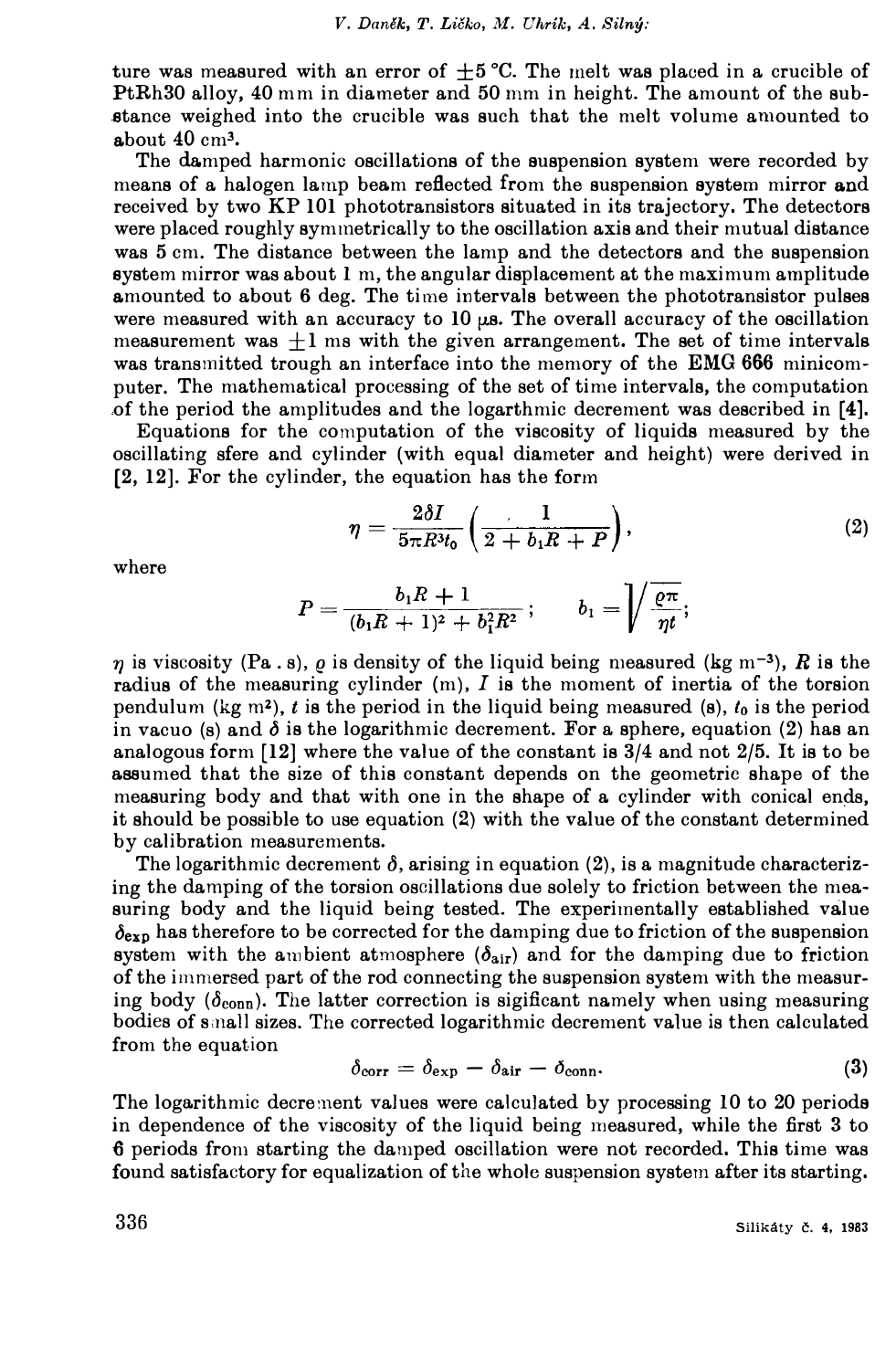ture was measured with an error of $\pm 5$ °C. The melt was placed in a crucible of PtRh30 alloy, 40 mm in diameter and 50 mm in height. The amount of the substance weighed into the crucible was such that the melt volume amounted to about 40 cm$^3$.

The damped harmonic oscillations of the suspension system were recorded by means of a halogen lamp beam reflected from the suspension system mirror and received by two KP 101 phototransistors situated in its trajectory. The detectors were placed roughly symmetrically to the oscillation axis and their mutual distance was 5 cm. The distance between the lamp and the detectors and the suspension system mirror was about 1 m, the angular displacement at the maximum amplitude amounted to about 6 deg. The time intervals between the phototransistor pulses were measured with an accuracy to 10 μs. The overall accuracy of the oscillation measurement was $\pm 1$ ms with the given arrangement. The set of time intervals was transmitted trough an interface into the memory of the EMG 666 minicomputer. The mathematical processing of the set of time intervals, the computation of the period the amplitudes and the logarthmic decrement was described in [4].

Equations for the computation of the viscosity of liquids measured by the oscillating sfere and cylinder (with equal diameter and height) were derived in [2, 12]. For the cylinder, the equation has the form

$$\eta = \frac{2\delta I}{5\pi R^3 t_0}\left(\frac{1}{2 + b_1 R + P}\right), \tag{2}$$

where

$$P = \frac{b_1 R + 1}{(b_1 R + 1)^2 + b_1^2 R^2}; \qquad b_1 = \sqrt{\frac{\varrho \pi}{\eta t}};$$

$\eta$ is viscosity (Pa . s), $\varrho$ is density of the liquid being measured (kg m$^{-3}$), $R$ is the radius of the measuring cylinder (m), $I$ is the moment of inertia of the torsion pendulum (kg m$^2$), $t$ is the period in the liquid being measured (s), $t_0$ is the period in vacuo (s) and $\delta$ is the logarithmic decrement. For a sphere, equation (2) has an analogous form [12] where the value of the constant is 3/4 and not 2/5. It is to be assumed that the size of this constant depends on the geometric shape of the measuring body and that with one in the shape of a cylinder with conical ends, it should be possible to use equation (2) with the value of the constant determined by calibration measurements.

The logarithmic decrement $\delta$, arising in equation (2), is a magnitude characterizing the damping of the torsion oscillations due solely to friction between the measuring body and the liquid being tested. The experimentally established value $\delta_{exp}$ has therefore to be corrected for the damping due to friction of the suspension system with the ambient atmosphere ($\delta_{air}$) and for the damping due to friction of the immersed part of the rod connecting the suspension system with the measuring body ($\delta_{conn}$). The latter correction is sigificant namely when using measuring bodies of small sizes. The corrected logarithmic decrement value is then calculated from the equation

$$\delta_{corr} = \delta_{exp} - \delta_{air} - \delta_{conn}. \tag{3}$$

The logarithmic decrement values were calculated by processing 10 to 20 periods in dependence of the viscosity of the liquid being measured, while the first 3 to 6 periods from starting the damped oscillation were not recorded. This time was found satisfactory for equalization of the whole suspension system after its starting.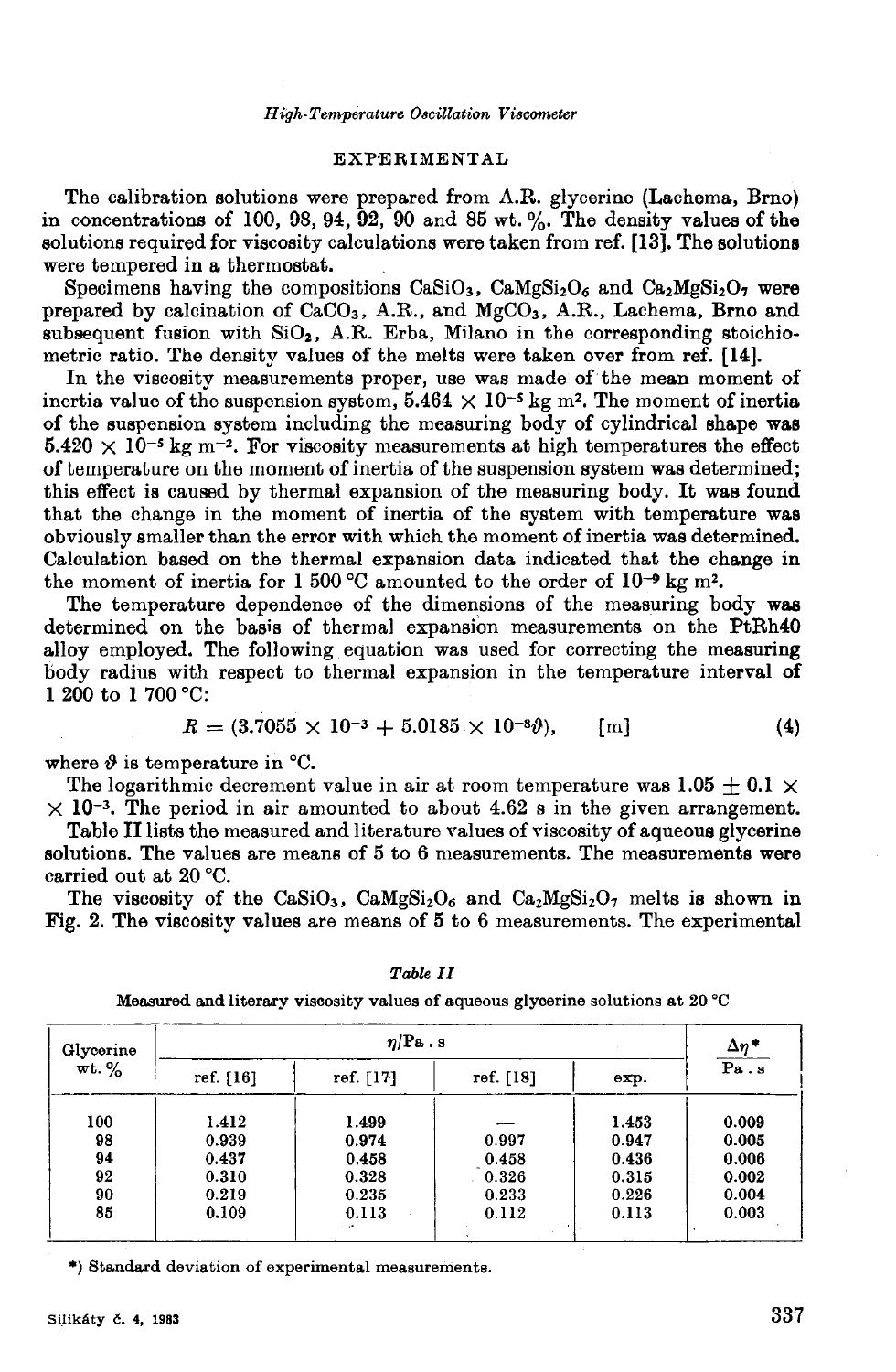## EXPERIMENTAL

The calibration solutions were prepared from A.R. glycerine (Lachema, Brno) in concentrations of 100, 98, 94, 92, 90 and 85 wt. %. The density values of the solutions required for viscosity calculations were taken from ref. [13]. The solutions were tempered in a thermostat.

Specimens having the compositions $CaSiO_3$, $CaMgSi_2O_6$ and $Ca_2MgSi_2O_7$ were prepared by calcination of $CaCO_3$, A.R., and $MgCO_3$, A.R., Lachema, Brno and subsequent fusion with $SiO_2$, A.R. Erba, Milano in the corresponding stoichiometric ratio. The density values of the melts were taken over from ref. [14].

In the viscosity measurements proper, use was made of the mean moment of inertia value of the suspension system, $5.464 \times 10^{-5}$ kg m². The moment of inertia of the suspension system including the measuring body of cylindrical shape was $5.420 \times 10^{-5}$ kg m$^{-2}$. For viscosity measurements at high temperatures the effect of temperature on the moment of inertia of the suspension system was determined; this effect is caused by thermal expansion of the measuring body. It was found that the change in the moment of inertia of the system with temperature was obviously smaller than the error with which the moment of inertia was determined. Calculation based on the thermal expansion data indicated that the change in the moment of inertia for 1 500 °C amounted to the order of $10^{-9}$ kg m².

The temperature dependence of the dimensions of the measuring body was determined on the basis of thermal expansion measurements on the PtRh40 alloy employed. The following equation was used for correcting the measuring body radius with respect to thermal expansion in the temperature interval of 1 200 to 1 700 °C:

$$R = (3.7055 \times 10^{-3} + 5.0185 \times 10^{-8}\vartheta), \quad [\text{m}] \tag{4}$$

where $\vartheta$ is temperature in °C.

The logarithmic decrement value in air at room temperature was $1.05 \pm 0.1 \times 10^{-3}$. The period in air amounted to about 4.62 s in the given arrangement.

Table II lists the measured and literature values of viscosity of aqueous glycerine solutions. The values are means of 5 to 6 measurements. The measurements were carried out at 20 °C.

The viscosity of the $CaSiO_3$, $CaMgSi_2O_6$ and $Ca_2MgSi_2O_7$ melts is shown in Fig. 2. The viscosity values are means of 5 to 6 measurements. The experimental

*Table II*

Measured and literary viscosity values of aqueous glycerine solutions at 20 °C

| Glycerine wt. % | $\eta$/Pa . s | | | | $\Delta\eta$* Pa . s |
|---|---|---|---|---|---|
| | ref. [16] | ref. [17] | ref. [18] | exp. | |
| 100 | 1.412 | 1.499 | — | 1.453 | 0.009 |
| 98 | 0.939 | 0.974 | 0.997 | 0.947 | 0.005 |
| 94 | 0.437 | 0.458 | 0.458 | 0.436 | 0.006 |
| 92 | 0.310 | 0.328 | 0.326 | 0.315 | 0.002 |
| 90 | 0.219 | 0.235 | 0.233 | 0.226 | 0.004 |
| 85 | 0.109 | 0.113 | 0.112 | 0.113 | 0.003 |

*) Standard deviation of experimental measurements.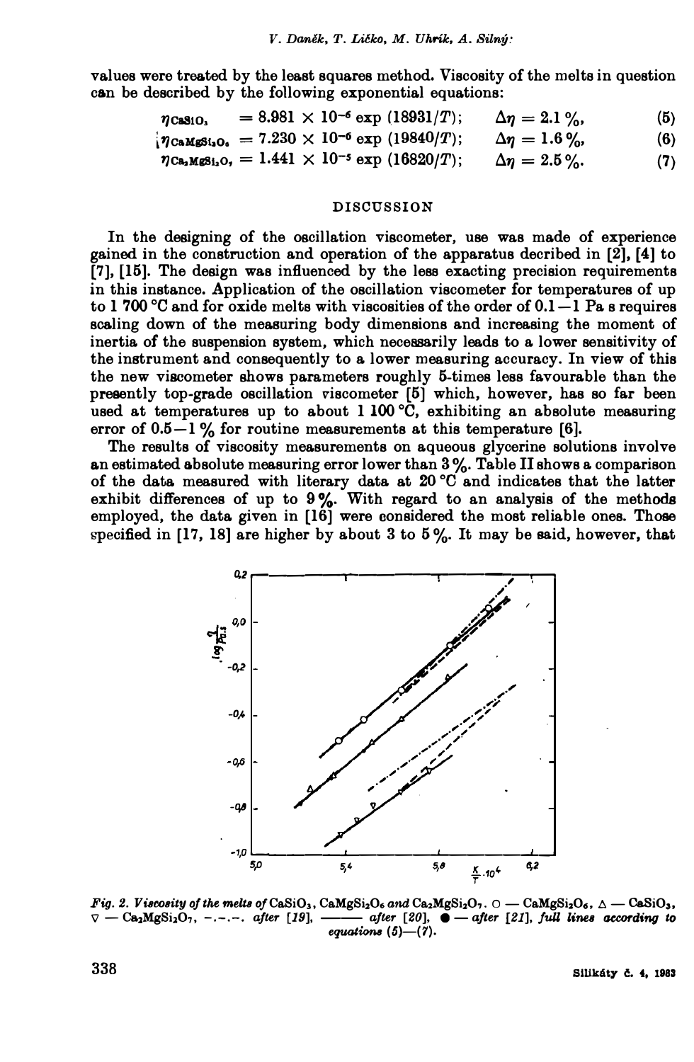values were treated by the least squares method. Viscosity of the melts in question can be described by the following exponential equations:

$$\eta_{CaSiO_3} = 8.981 \times 10^{-6} \exp(18931/T); \quad \Delta\eta = 2.1\,\%, \tag{5}$$

$$\eta_{CaMgSi_2O_6} = 7.230 \times 10^{-6} \exp(19840/T); \quad \Delta\eta = 1.6\,\%, \tag{6}$$

$$\eta_{Ca_2MgSi_2O_7} = 1.441 \times 10^{-5} \exp(16820/T); \quad \Delta\eta = 2.5\,\%. \tag{7}$$

## DISCUSSION

In the designing of the oscillation viscometer, use was made of experience gained in the construction and operation of the apparatus decribed in [2], [4] to [7], [15]. The design was influenced by the less exacting precision requirements in this instance. Application of the oscillation viscometer for temperatures of up to 1 700 °C and for oxide melts with viscosities of the order of 0.1—1 Pa s requires scaling down of the measuring body dimensions and increasing the moment of inertia of the suspension system, which necessarily leads to a lower sensitivity of the instrument and consequently to a lower measuring accuracy. In view of this the new viscometer shows parameters roughly 5-times less favourable than the presently top-grade oscillation viscometer [5] which, however, has so far been used at temperatures up to about 1 100 °C, exhibiting an absolute measuring error of 0.5—1 % for routine measurements at this temperature [6].

The results of viscosity measurements on aqueous glycerine solutions involve an estimated absolute measuring error lower than 3 %. Table II shows a comparison of the data measured with literary data at 20 °C and indicates that the latter exhibit differences of up to 9 %. With regard to an analysis of the methods employed, the data given in [16] were considered the most reliable ones. Those specified in [17, 18] are higher by about 3 to 5 %. It may be said, however, that

*Fig. 2. Viscosity of the melts of* $CaSiO_3$, $CaMgSi_2O_6$ *and* $Ca_2MgSi_2O_7$. ○ — $CaMgSi_2O_6$, △ — $CaSiO_3$, ▽ — $Ca_2MgSi_2O_7$, –.–.–. *after [19],* ——— *after [20],* ● — *after [21], full lines according to equations (5)—(7).*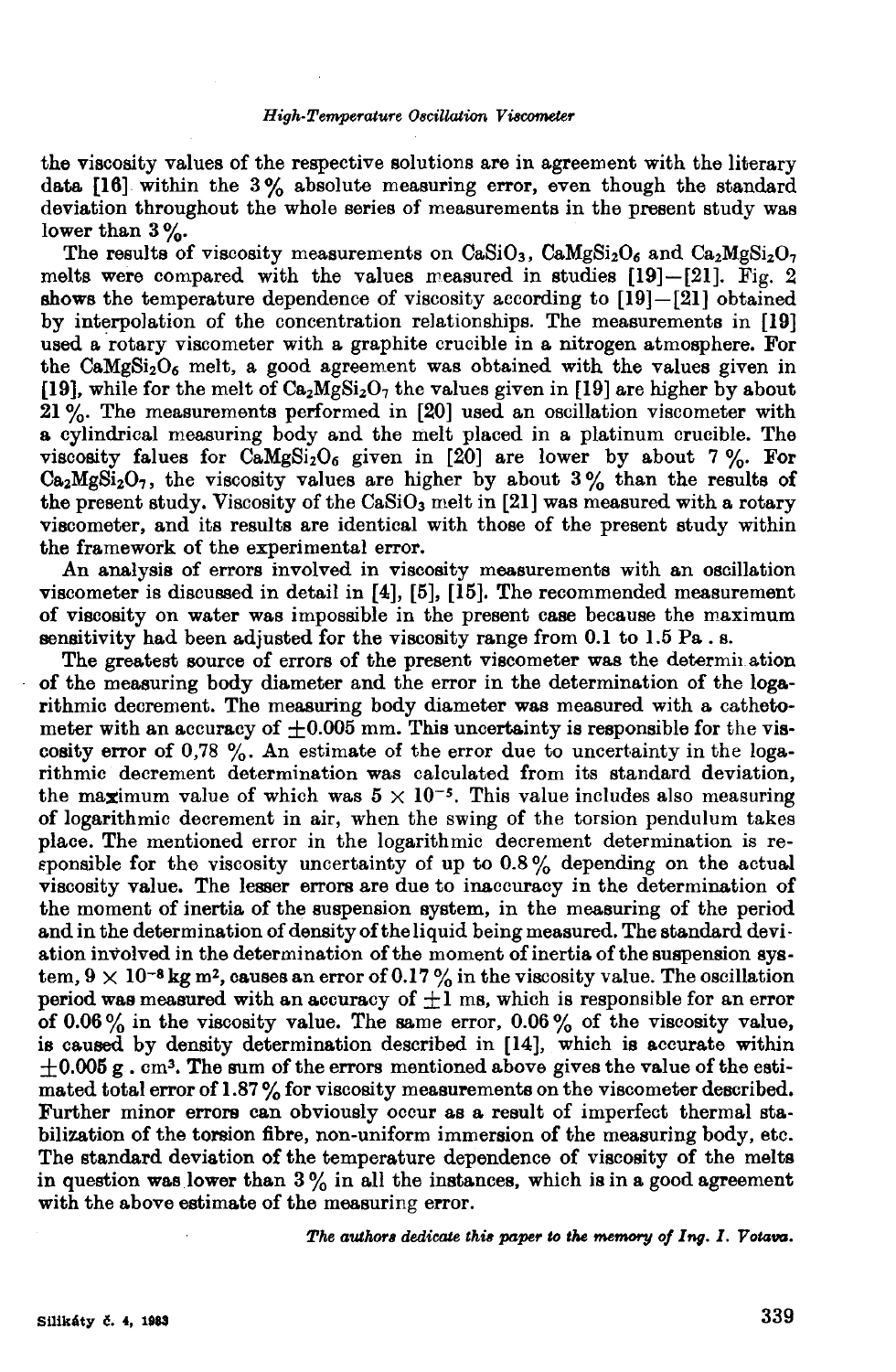the viscosity values of the respective solutions are in agreement with the literary data [16] within the 3 % absolute measuring error, even though the standard deviation throughout the whole series of measurements in the present study was lower than 3 %.

The results of viscosity measurements on $CaSiO_3$, $CaMgSi_2O_6$ and $Ca_2MgSi_2O_7$ melts were compared with the values measured in studies [19]—[21]. Fig. 2 shows the temperature dependence of viscosity according to [19]—[21] obtained by interpolation of the concentration relationships. The measurements in [19] used a rotary viscometer with a graphite crucible in a nitrogen atmosphere. For the $CaMgSi_2O_6$ melt, a good agreement was obtained with the values given in [19], while for the melt of $Ca_2MgSi_2O_7$ the values given in [19] are higher by about 21 %. The measurements performed in [20] used an oscillation viscometer with a cylindrical measuring body and the melt placed in a platinum crucible. The viscosity falues for $CaMgSi_2O_6$ given in [20] are lower by about 7 %. For $Ca_2MgSi_2O_7$, the viscosity values are higher by about 3 % than the results of the present study. Viscosity of the $CaSiO_3$ melt in [21] was measured with a rotary viscometer, and its results are identical with those of the present study within the framework of the experimental error.

An analysis of errors involved in viscosity measurements with an oscillation viscometer is discussed in detail in [4], [5], [15]. The recommended measurement of viscosity on water was impossible in the present case because the maximum sensitivity had been adjusted for the viscosity range from 0.1 to 1.5 Pa . s.

The greatest source of errors of the present viscometer was the determination of the measuring body diameter and the error in the determination of the logarithmic decrement. The measuring body diameter was measured with a cathetometer with an accuracy of $\pm 0.005$ mm. This uncertainty is responsible for the viscosity error of 0,78 %. An estimate of the error due to uncertainty in the logarithmic decrement determination was calculated from its standard deviation, the maximum value of which was $5 \times 10^{-5}$. This value includes also measuring of logarithmic decrement in air, when the swing of the torsion pendulum takes place. The mentioned error in the logarithmic decrement determination is responsible for the viscosity uncertainty of up to 0.8 % depending on the actual viscosity value. The lesser errors are due to inaccuracy in the determination of the moment of inertia of the suspension system, in the measuring of the period and in the determination of density of the liquid being measured. The standard deviation involved in the determination of the moment of inertia of the suspension system, $9 \times 10^{-8}$ kg m$^2$, causes an error of 0.17 % in the viscosity value. The oscillation period was measured with an accuracy of $\pm 1$ ms, which is responsible for an error of 0.06 % in the viscosity value. The same error, 0.06 % of the viscosity value, is caused by density determination described in [14], which is accurate within $\pm 0.005$ g . cm$^3$. The sum of the errors mentioned above gives the value of the estimated total error of 1.87 % for viscosity measurements on the viscometer described. Further minor errors can obviously occur as a result of imperfect thermal stabilization of the torsion fibre, non-uniform immersion of the measuring body, etc. The standard deviation of the temperature dependence of viscosity of the melts in question was lower than 3 % in all the instances, which is in a good agreement with the above estimate of the measuring error.

*The authors dedicate this paper to the memory of Ing. I. Votava.*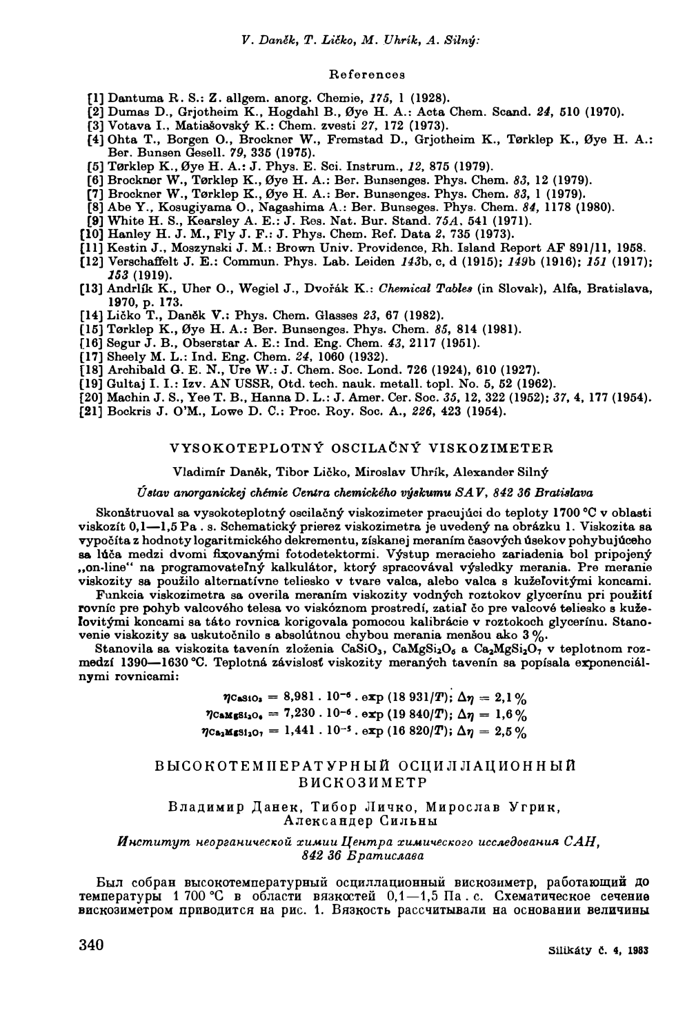## References

[1] Dantuma R. S.: Z. allgem. anorg. Chemie, *175*, 1 (1928).
[2] Dumas D., Grjotheim K., Hogdahl B., Øye H. A.: Acta Chem. Scand. *24*, 510 (1970).
[3] Votava I., Matiašovský K.: Chem. zvesti *27*, 172 (1973).
[4] Ohta T., Borgen O., Brockner W., Fremstad D., Grjotheim K., Tørklep K., Øye H. A.: Ber. Bunsen Gesell. *79*, 335 (1975).
[5] Tørklep K., Øye H. A.: J. Phys. E. Sci. Instrum., *12*, 875 (1979).
[6] Brockner W., Tørklep K., Øye H. A.: Ber. Bunsenges. Phys. Chem. *83*, 12 (1979).
[7] Brockner W., Tørklep K., Øye H. A.: Ber. Bunsenges. Phys. Chem. *83*, 1 (1979).
[8] Abe Y., Kosugiyama O., Nagashima A.: Ber. Bunseges. Phys. Chem. *84*, 1178 (1980).
[9] White H. S., Kearsley A. E.: J. Res. Nat. Bur. Stand. *75A*, 541 (1971).
[10] Hanley H. J. M., Fly J. F.: J. Phys. Chem. Ref. Data *2*, 735 (1973).
[11] Kestin J., Moszynski J. M.: Brown Univ. Providence, Rh. Island Report AF 891/11, 1958.
[12] Verschaffelt J. E.: Commun. Phys. Lab. Leiden *143*b, c, d (1915); *149*b (1916); *151* (1917); *153* (1919).
[13] Andrlík K., Uher O., Wegiel J., Dvořák K.: *Chemical Tables* (in Slovak), Alfa, Bratislava, 1970, p. 173.
[14] Ličko T., Daněk V.: Phys. Chem. Glasses *23*, 67 (1982).
[15] Tørklep K., Øye H. A.: Ber. Bunsenges. Phys. Chem. *85*, 814 (1981).
[16] Segur J. B., Obserstar A. E.: Ind. Eng. Chem. *43*, 2117 (1951).
[17] Sheely M. L.: Ind. Eng. Chem. *24*, 1060 (1932).
[18] Archibald G. E. N., Ure W.: J. Chem. Soc. Lond. 726 (1924), 610 (1927).
[19] Gultaj I. I.: Izv. AN USSR, Otd. tech. nauk. metall. topl. No. 5, 52 (1962).
[20] Machin J. S., Yee T. B., Hanna D. L.: J. Amer. Cer. Soc. *35*, 12, 322 (1952); *37*, 4, 177 (1954).
[21] Bockris J. O'M., Lowe D. C.: Proc. Roy. Soc. A., *226*, 423 (1954).

## VYSOKOTEPLOTNÝ OSCILAČNÝ VISKOZIMETER

Vladimír Daněk, Tibor Ličko, Miroslav Uhrík, Alexander Silný

*Ústav anorganickej chémie Centra chemického výskumu SAV, 842 36 Bratislava*

Skonštruoval sa vysokoteplotný oscilačný viskozimeter pracujúci do teploty 1700 °C v oblasti viskozít 0,1—1,5 Pa . s. Schematický prierez viskozimetra je uvedený na obrázku 1. Viskozita sa vypočíta z hodnoty logaritmického dekrementu, získanej meraním časových úsekov pohybujúceho sa lúča medzi dvomi fixovanými fotodetektormi. Výstup meracieho zariadenia bol pripojený „on-line" na programovateľný kalkulátor, ktorý spracovával výsledky merania. Pre meranie viskozity sa použilo alternatívne teliesko v tvare valca, alebo valca s kužeľovitými koncami.

Funkcia viskozimetra sa overila meraním viskozity vodných roztokov glycerínu pri použití rovníc pre pohyb valcového telesa vo viskóznom prostredí, zatiaľ čo pre valcové teliesko s kužeľovitými koncami sa táto rovnica korigovala pomocou kalibrácie v roztokoch glycerínu. Stanovenie viskozity sa uskutočnilo s absolútnou chybou merania menšou ako 3 %.

Stanovila sa viskozita tavenín zloženia $CaSiO_3$, $CaMgSi_2O_6$ a $Ca_2MgSi_2O_7$ v teplotnom rozmedzí 1390—1630 °C. Teplotná závislosť viskozity meraných tavenín sa popísala exponenciálnymi rovnicami:

$$\eta_{CaSiO_3} = 8{,}981 \,.\, 10^{-6} \,.\, \exp\,(18\,931/T);\ \Delta\eta = 2{,}1\,\%$$
$$\eta_{CaMgSi_2O_6} = 7{,}230 \,.\, 10^{-6} \,.\, \exp\,(19\,840/T);\ \Delta\eta = 1{,}6\,\%$$
$$\eta_{Ca_2MgSi_2O_7} = 1{,}441 \,.\, 10^{-5} \,.\, \exp\,(16\,820/T);\ \Delta\eta = 2{,}5\,\%$$

## ВЫСОКОТЕМПЕРАТУРНЫЙ ОСЦИЛЛАЦИОННЫЙ ВИСКОЗИМЕТР

Владимир Данек, Тибор Личко, Мирослав Угрик, Александер Сильны

*Институт неорганической химии Центра химического исследования САН, 842 36 Братислава*

Был собран высокотемпературный осциллационный вискозиметр, работающий до температуры 1 700 °C в области вязкостей 0,1—1,5 Па . с. Схематическое сечение вискозиметром приводится на рис. 1. Вязкость рассчитывали на основании величины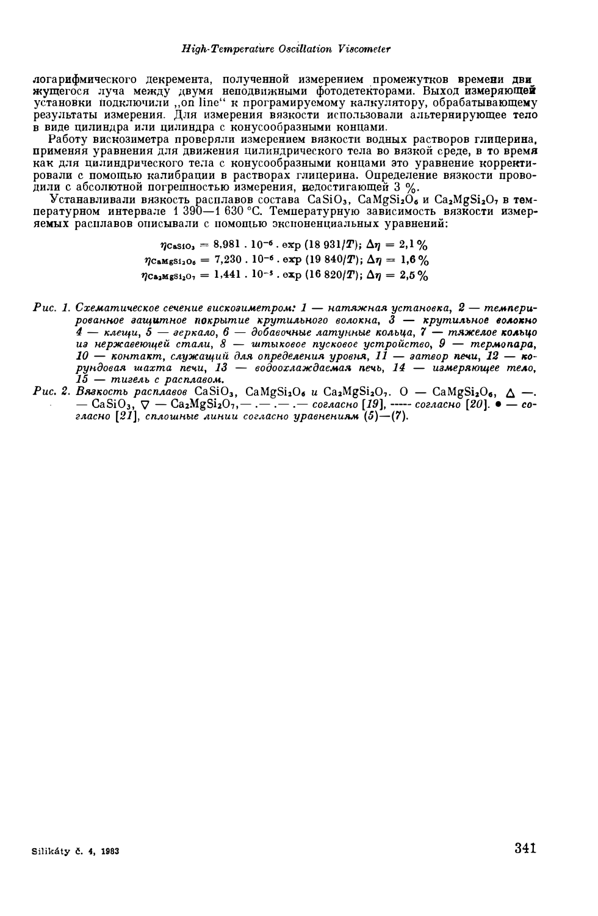логарифмического декремента, полученной измерением промежутков времени движущегося луча между двумя неподвижными фотодетекторами. Выход измеряющей установки подключили „on line" к програмируемому калкулятору, обрабатывающему результаты измерения. Для измерения вязкости использовали альтернирующее тело в виде цилиндра или цилиндра с конусообразными концами.

Работу вискозиметра проверяли измерением вязкости водных растворов глицерина, применяя уравнения для движения цилиндрического тела во вязкой среде, в то время как для цилиндрического тела с конусообразными концами это уравнение корректировали с помощью калибрации в растворах глицерина. Определение вязкости проводили с абсолютной погрешностью измерения, недостигающей 3 %.

Устанавливали вязкость расплавов состава $CaSiO_3$, $CaMgSi_2O_6$ и $Ca_2MgSi_2O_7$ в температурном интервале 1 390—1 630 °C. Температурную зависимость вязкости измеряемых расплавов описывали с помощью экспоненциальных уравнений:

$$\eta_{CaSiO_3} = 8{,}981 \cdot 10^{-6} \cdot \exp{(18\,931/T)};\ \Delta\eta = 2{,}1\,\%$$

$$\eta_{CaMgSi_2O_6} = 7{,}230 \cdot 10^{-6} \cdot \exp{(19\,840/T)};\ \Delta\eta = 1{,}6\,\%$$

$$\eta_{Ca_2MgSi_2O_7} = 1{,}441 \cdot 10^{-5} \cdot \exp{(16\,820/T)};\ \Delta\eta = 2{,}5\,\%$$

*Рис. 1. Схематическое сечение вискозиметром: 1 — натяжная установка, 2 — темперированное защитное покрытие крутильного волокна, 3 — крутильное волокно 4 — клещи, 5 — зеркало, 6 — добавочные латунные кольца, 7 — тяжелое кольцо из нержавеющей стали, 8 — штыковое пусковое устройство, 9 — термопара, 10 — контакт, служащий для определения уровня, 11 — затвор печи, 12 — корундовая шахта печи, 13 — водоохлаждаемая печь, 14 — измеряющее тело, 15 — тигель с расплавом.*

*Рис. 2. Вязкость расплавов $CaSiO_3$, $CaMgSi_2O_6$ и $Ca_2MgSi_2O_7$. O — $CaMgSi_2O_6$, Δ — $CaSiO_3$, ∇ — $Ca_2MgSi_2O_7$, — . — . — . — согласно [19], ----- согласно [20]. ● — согласно [21], сплошные линии согласно уравнениям (5)—(7).*